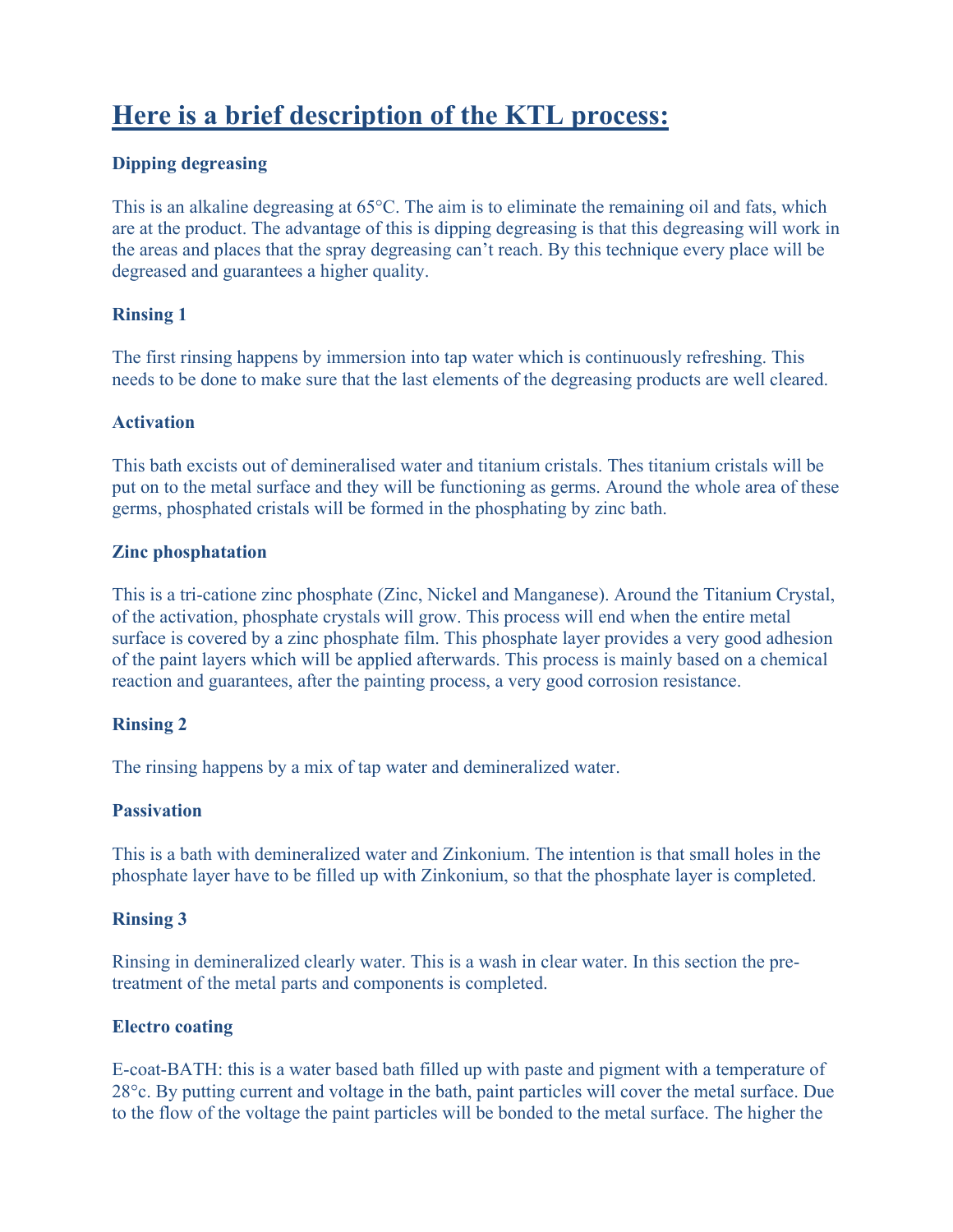# Here is a brief description of the KTL process:

### Dipping degreasing

This is an alkaline degreasing at 65°C. The aim is to eliminate the remaining oil and fats, which are at the product. The advantage of this is dipping degreasing is that this degreasing will work in the areas and places that the spray degreasing can't reach. By this technique every place will be degreased and guarantees a higher quality.

### Rinsing 1

The first rinsing happens by immersion into tap water which is continuously refreshing. This needs to be done to make sure that the last elements of the degreasing products are well cleared.

### Activation

This bath excists out of demineralised water and titanium cristals. Thes titanium cristals will be put on to the metal surface and they will be functioning as germs. Around the whole area of these germs, phosphated cristals will be formed in the phosphating by zinc bath.

### Zinc phosphatation

This is a tri-catione zinc phosphate (Zinc, Nickel and Manganese). Around the Titanium Crystal, of the activation, phosphate crystals will grow. This process will end when the entire metal surface is covered by a zinc phosphate film. This phosphate layer provides a very good adhesion of the paint layers which will be applied afterwards. This process is mainly based on a chemical reaction and guarantees, after the painting process, a very good corrosion resistance.

### Rinsing 2

The rinsing happens by a mix of tap water and demineralized water.

### Passivation

This is a bath with demineralized water and Zinkonium. The intention is that small holes in the phosphate layer have to be filled up with Zinkonium, so that the phosphate layer is completed.

### Rinsing 3

Rinsing in demineralized clearly water. This is a wash in clear water. In this section the pre-treatment of the metal parts and components is completed.

### Electro coating

E-coat-BATH: this is a water based bath filled up with paste and pigment with a temperature of 28°c. By putting current and voltage in the bath, paint particles will cover the metal surface. Due to the flow of the voltage the paint particles will be bonded to the metal surface. The higher the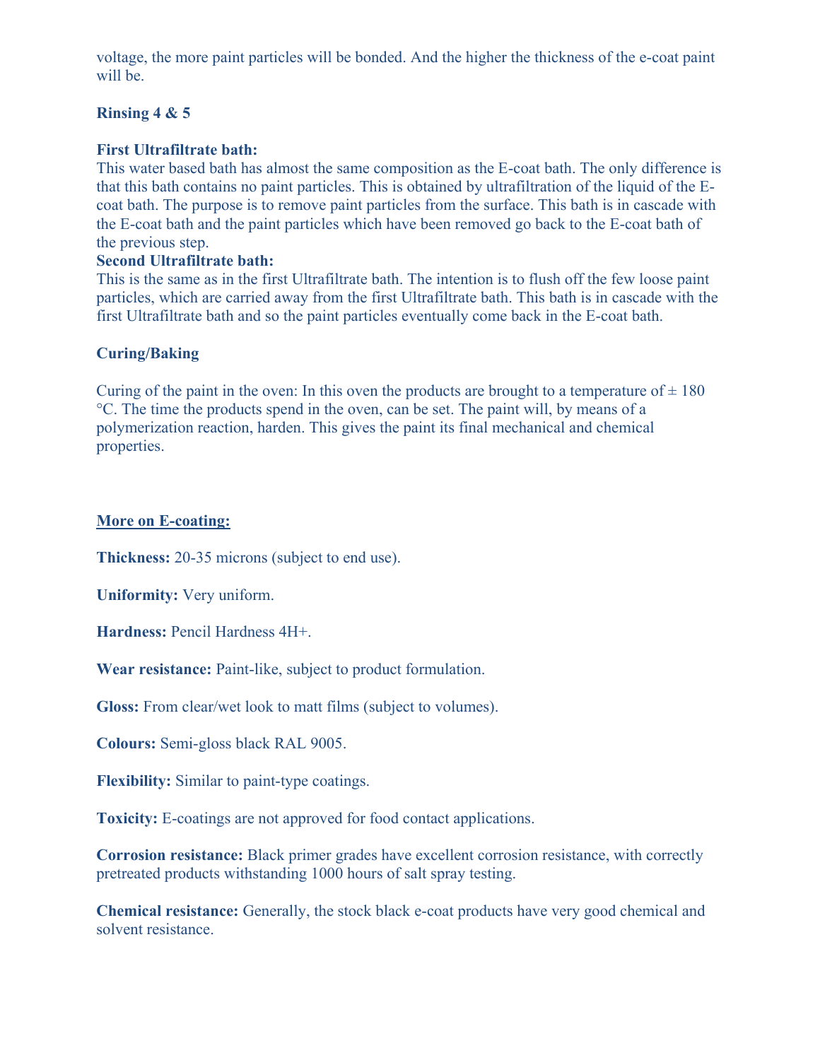voltage, the more paint particles will be bonded. And the higher the thickness of the e-coat paint will be.

**Rinsing 4 & 5**

**First Ultrafiltrate bath:**
This water based bath has almost the same composition as the E-coat bath. The only difference is that this bath contains no paint particles. This is obtained by ultrafiltration of the liquid of the E-coat bath. The purpose is to remove paint particles from the surface. This bath is in cascade with the E-coat bath and the paint particles which have been removed go back to the E-coat bath of the previous step.

**Second Ultrafiltrate bath:**
This is the same as in the first Ultrafiltrate bath. The intention is to flush off the few loose paint particles, which are carried away from the first Ultrafiltrate bath. This bath is in cascade with the first Ultrafiltrate bath and so the paint particles eventually come back in the E-coat bath.

**Curing/Baking**

Curing of the paint in the oven: In this oven the products are brought to a temperature of ± 180 °C. The time the products spend in the oven, can be set. The paint will, by means of a polymerization reaction, harden. This gives the paint its final mechanical and chemical properties.

**More on E-coating:**

**Thickness:** 20-35 microns (subject to end use).

**Uniformity:** Very uniform.

**Hardness:** Pencil Hardness 4H+.

**Wear resistance:** Paint-like, subject to product formulation.

**Gloss:** From clear/wet look to matt films (subject to volumes).

**Colours:** Semi-gloss black RAL 9005.

**Flexibility:** Similar to paint-type coatings.

**Toxicity:** E-coatings are not approved for food contact applications.

**Corrosion resistance:** Black primer grades have excellent corrosion resistance, with correctly pretreated products withstanding 1000 hours of salt spray testing.

**Chemical resistance:** Generally, the stock black e-coat products have very good chemical and solvent resistance.